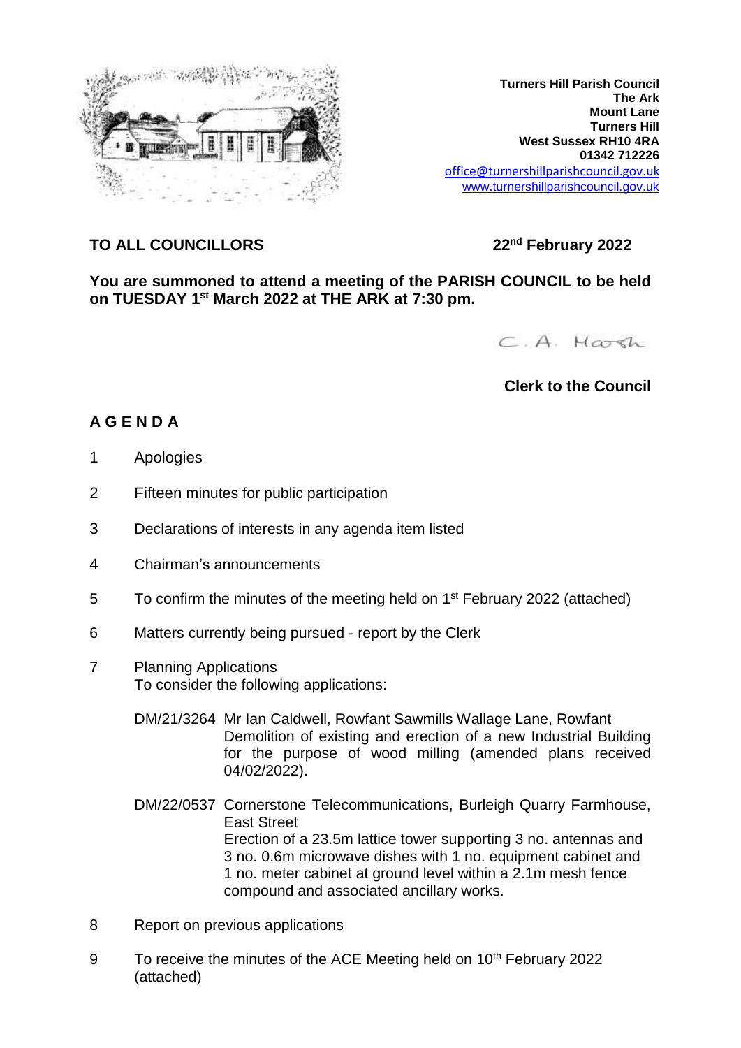**Turners Hill Parish Council**
**The Ark**
**Mount Lane**
**Turners Hill**
**West Sussex RH10 4RA**
**01342 712226**
office@turnershillparishcouncil.gov.uk
www.turnershillparishcouncil.gov.uk

**TO ALL COUNCILLORS** **22nd February 2022**

**You are summoned to attend a meeting of the PARISH COUNCIL to be held on TUESDAY 1st March 2022 at THE ARK at 7:30 pm.**

C. A. Hoath

**Clerk to the Council**

## A G E N D A

1 Apologies

2 Fifteen minutes for public participation

3 Declarations of interests in any agenda item listed

4 Chairman's announcements

5 To confirm the minutes of the meeting held on 1st February 2022 (attached)

6 Matters currently being pursued - report by the Clerk

7 Planning Applications
To consider the following applications:

DM/21/3264 Mr Ian Caldwell, Rowfant Sawmills Wallage Lane, Rowfant
Demolition of existing and erection of a new Industrial Building for the purpose of wood milling (amended plans received 04/02/2022).

DM/22/0537 Cornerstone Telecommunications, Burleigh Quarry Farmhouse, East Street
Erection of a 23.5m lattice tower supporting 3 no. antennas and 3 no. 0.6m microwave dishes with 1 no. equipment cabinet and 1 no. meter cabinet at ground level within a 2.1m mesh fence compound and associated ancillary works.

8 Report on previous applications

9 To receive the minutes of the ACE Meeting held on 10th February 2022 (attached)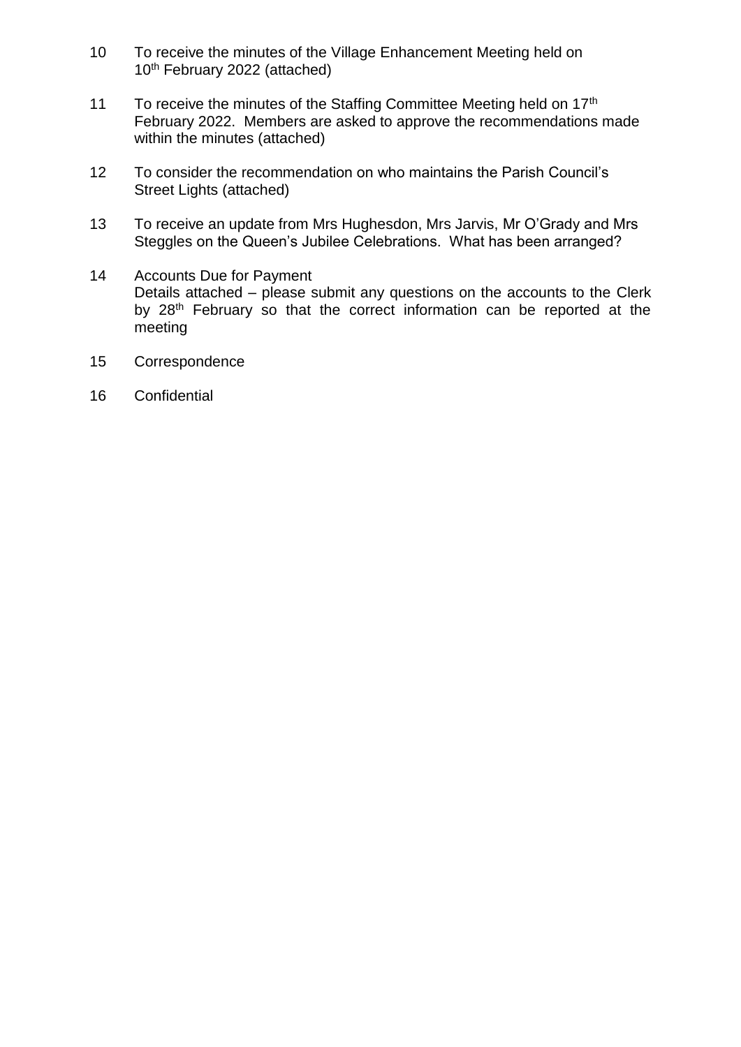10 To receive the minutes of the Village Enhancement Meeting held on 10th February 2022 (attached)

11 To receive the minutes of the Staffing Committee Meeting held on 17th February 2022. Members are asked to approve the recommendations made within the minutes (attached)

12 To consider the recommendation on who maintains the Parish Council's Street Lights (attached)

13 To receive an update from Mrs Hughesdon, Mrs Jarvis, Mr O'Grady and Mrs Steggles on the Queen's Jubilee Celebrations. What has been arranged?

14 Accounts Due for Payment
Details attached – please submit any questions on the accounts to the Clerk by 28th February so that the correct information can be reported at the meeting

15 Correspondence

16 Confidential